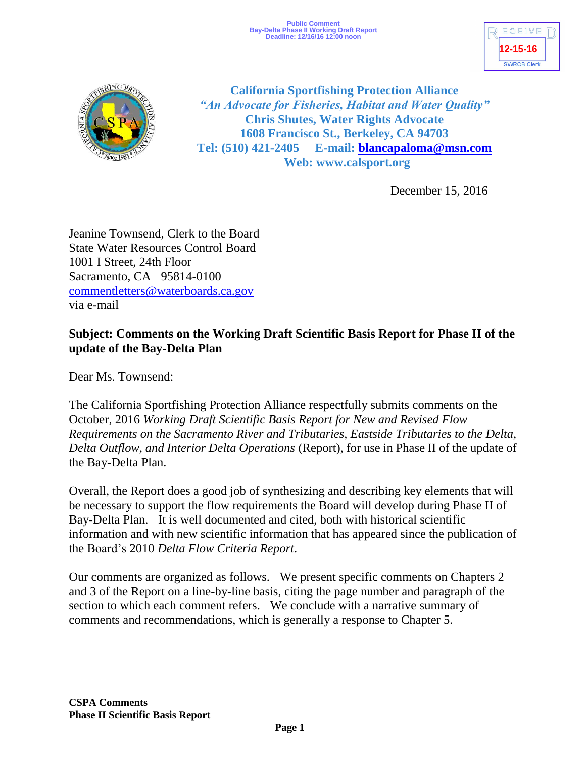Public Comment
Bay-Delta Phase II Working Draft Report
Deadline: 12/16/16 12:00 noon

RECEIVED
12-15-16
SWRCB Clerk

**California Sportfishing Protection Alliance**
*"An Advocate for Fisheries, Habitat and Water Quality"*
**Chris Shutes, Water Rights Advocate**
**1608 Francisco St., Berkeley, CA 94703**
**Tel: (510) 421-2405 E-mail: blancapaloma@msn.com**
**Web: www.calsport.org**

December 15, 2016

Jeanine Townsend, Clerk to the Board
State Water Resources Control Board
1001 I Street, 24th Floor
Sacramento, CA 95814-0100
commentletters@waterboards.ca.gov
via e-mail

**Subject: Comments on the Working Draft Scientific Basis Report for Phase II of the update of the Bay-Delta Plan**

Dear Ms. Townsend:

The California Sportfishing Protection Alliance respectfully submits comments on the October, 2016 *Working Draft Scientific Basis Report for New and Revised Flow Requirements on the Sacramento River and Tributaries, Eastside Tributaries to the Delta, Delta Outflow, and Interior Delta Operations* (Report), for use in Phase II of the update of the Bay-Delta Plan.

Overall, the Report does a good job of synthesizing and describing key elements that will be necessary to support the flow requirements the Board will develop during Phase II of Bay-Delta Plan. It is well documented and cited, both with historical scientific information and with new scientific information that has appeared since the publication of the Board's 2010 *Delta Flow Criteria Report*.

Our comments are organized as follows. We present specific comments on Chapters 2 and 3 of the Report on a line-by-line basis, citing the page number and paragraph of the section to which each comment refers. We conclude with a narrative summary of comments and recommendations, which is generally a response to Chapter 5.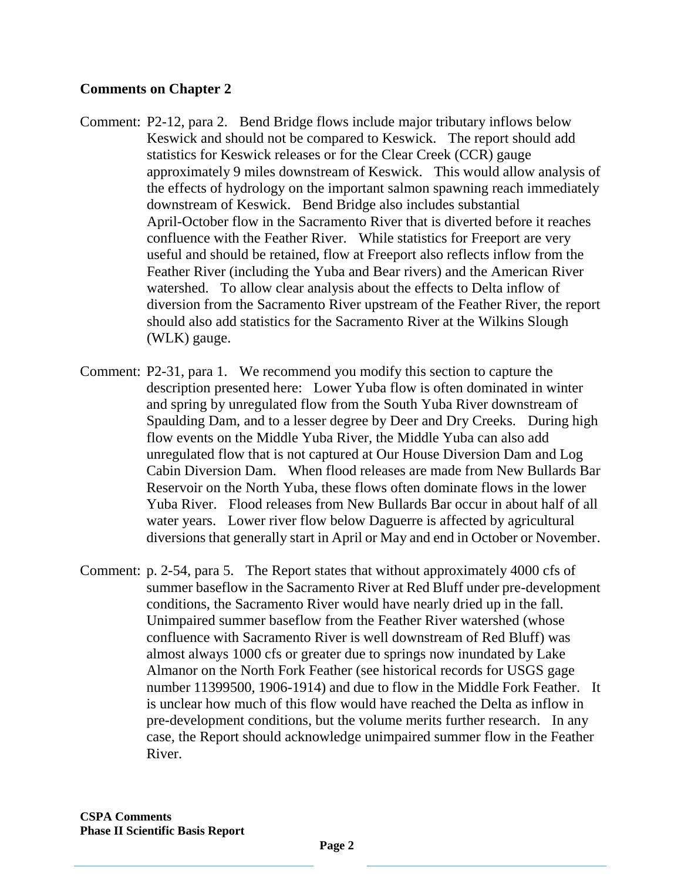**Comments on Chapter 2**

Comment: P2-12, para 2. Bend Bridge flows include major tributary inflows below Keswick and should not be compared to Keswick. The report should add statistics for Keswick releases or for the Clear Creek (CCR) gauge approximately 9 miles downstream of Keswick. This would allow analysis of the effects of hydrology on the important salmon spawning reach immediately downstream of Keswick. Bend Bridge also includes substantial April-October flow in the Sacramento River that is diverted before it reaches confluence with the Feather River. While statistics for Freeport are very useful and should be retained, flow at Freeport also reflects inflow from the Feather River (including the Yuba and Bear rivers) and the American River watershed. To allow clear analysis about the effects to Delta inflow of diversion from the Sacramento River upstream of the Feather River, the report should also add statistics for the Sacramento River at the Wilkins Slough (WLK) gauge.

Comment: P2-31, para 1. We recommend you modify this section to capture the description presented here: Lower Yuba flow is often dominated in winter and spring by unregulated flow from the South Yuba River downstream of Spaulding Dam, and to a lesser degree by Deer and Dry Creeks. During high flow events on the Middle Yuba River, the Middle Yuba can also add unregulated flow that is not captured at Our House Diversion Dam and Log Cabin Diversion Dam. When flood releases are made from New Bullards Bar Reservoir on the North Yuba, these flows often dominate flows in the lower Yuba River. Flood releases from New Bullards Bar occur in about half of all water years. Lower river flow below Daguerre is affected by agricultural diversions that generally start in April or May and end in October or November.

Comment: p. 2-54, para 5. The Report states that without approximately 4000 cfs of summer baseflow in the Sacramento River at Red Bluff under pre-development conditions, the Sacramento River would have nearly dried up in the fall. Unimpaired summer baseflow from the Feather River watershed (whose confluence with Sacramento River is well downstream of Red Bluff) was almost always 1000 cfs or greater due to springs now inundated by Lake Almanor on the North Fork Feather (see historical records for USGS gage number 11399500, 1906-1914) and due to flow in the Middle Fork Feather. It is unclear how much of this flow would have reached the Delta as inflow in pre-development conditions, but the volume merits further research. In any case, the Report should acknowledge unimpaired summer flow in the Feather River.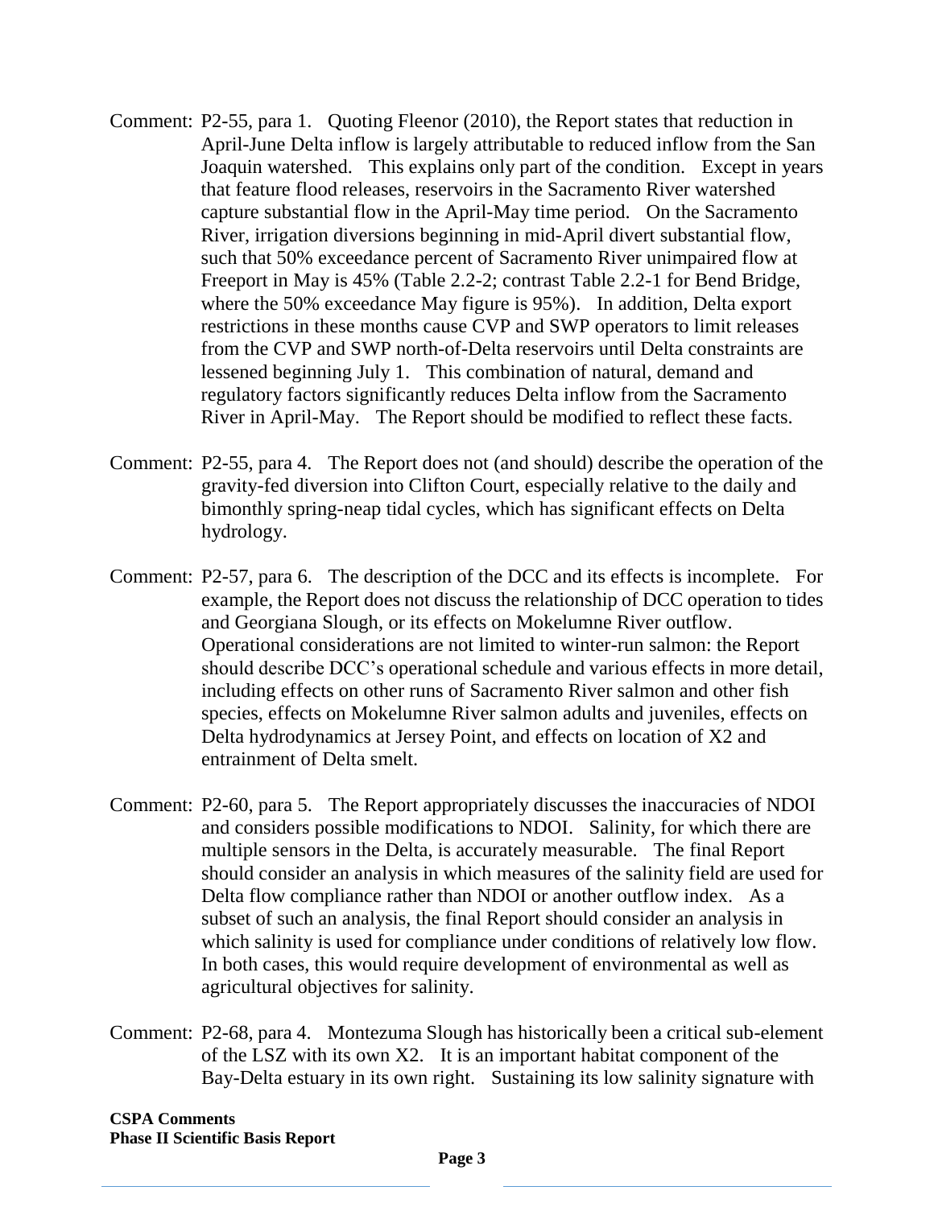Comment: P2-55, para 1. Quoting Fleenor (2010), the Report states that reduction in April-June Delta inflow is largely attributable to reduced inflow from the San Joaquin watershed. This explains only part of the condition. Except in years that feature flood releases, reservoirs in the Sacramento River watershed capture substantial flow in the April-May time period. On the Sacramento River, irrigation diversions beginning in mid-April divert substantial flow, such that 50% exceedance percent of Sacramento River unimpaired flow at Freeport in May is 45% (Table 2.2-2; contrast Table 2.2-1 for Bend Bridge, where the 50% exceedance May figure is 95%). In addition, Delta export restrictions in these months cause CVP and SWP operators to limit releases from the CVP and SWP north-of-Delta reservoirs until Delta constraints are lessened beginning July 1. This combination of natural, demand and regulatory factors significantly reduces Delta inflow from the Sacramento River in April-May. The Report should be modified to reflect these facts.

Comment: P2-55, para 4. The Report does not (and should) describe the operation of the gravity-fed diversion into Clifton Court, especially relative to the daily and bimonthly spring-neap tidal cycles, which has significant effects on Delta hydrology.

Comment: P2-57, para 6. The description of the DCC and its effects is incomplete. For example, the Report does not discuss the relationship of DCC operation to tides and Georgiana Slough, or its effects on Mokelumne River outflow. Operational considerations are not limited to winter-run salmon: the Report should describe DCC's operational schedule and various effects in more detail, including effects on other runs of Sacramento River salmon and other fish species, effects on Mokelumne River salmon adults and juveniles, effects on Delta hydrodynamics at Jersey Point, and effects on location of X2 and entrainment of Delta smelt.

Comment: P2-60, para 5. The Report appropriately discusses the inaccuracies of NDOI and considers possible modifications to NDOI. Salinity, for which there are multiple sensors in the Delta, is accurately measurable. The final Report should consider an analysis in which measures of the salinity field are used for Delta flow compliance rather than NDOI or another outflow index. As a subset of such an analysis, the final Report should consider an analysis in which salinity is used for compliance under conditions of relatively low flow. In both cases, this would require development of environmental as well as agricultural objectives for salinity.

Comment: P2-68, para 4. Montezuma Slough has historically been a critical sub-element of the LSZ with its own X2. It is an important habitat component of the Bay-Delta estuary in its own right. Sustaining its low salinity signature with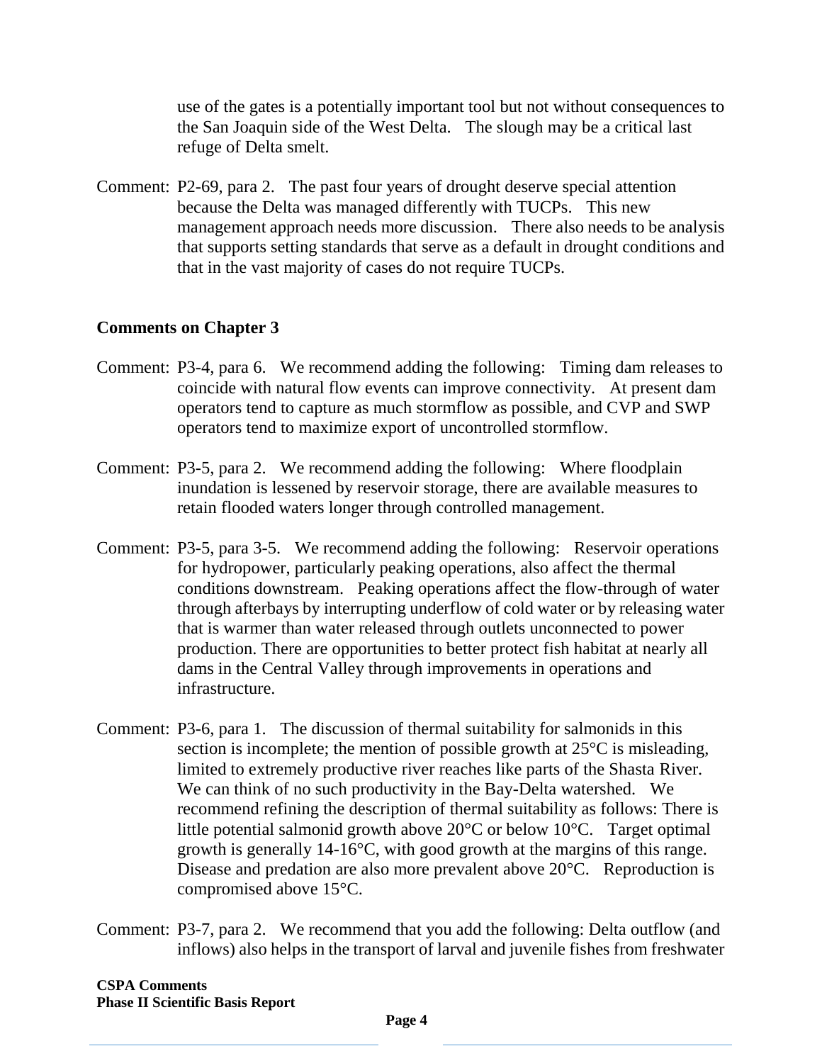use of the gates is a potentially important tool but not without consequences to the San Joaquin side of the West Delta. The slough may be a critical last refuge of Delta smelt.

Comment: P2-69, para 2. The past four years of drought deserve special attention because the Delta was managed differently with TUCPs. This new management approach needs more discussion. There also needs to be analysis that supports setting standards that serve as a default in drought conditions and that in the vast majority of cases do not require TUCPs.

## Comments on Chapter 3

Comment: P3-4, para 6. We recommend adding the following: Timing dam releases to coincide with natural flow events can improve connectivity. At present dam operators tend to capture as much stormflow as possible, and CVP and SWP operators tend to maximize export of uncontrolled stormflow.

Comment: P3-5, para 2. We recommend adding the following: Where floodplain inundation is lessened by reservoir storage, there are available measures to retain flooded waters longer through controlled management.

Comment: P3-5, para 3-5. We recommend adding the following: Reservoir operations for hydropower, particularly peaking operations, also affect the thermal conditions downstream. Peaking operations affect the flow-through of water through afterbays by interrupting underflow of cold water or by releasing water that is warmer than water released through outlets unconnected to power production. There are opportunities to better protect fish habitat at nearly all dams in the Central Valley through improvements in operations and infrastructure.

Comment: P3-6, para 1. The discussion of thermal suitability for salmonids in this section is incomplete; the mention of possible growth at 25°C is misleading, limited to extremely productive river reaches like parts of the Shasta River. We can think of no such productivity in the Bay-Delta watershed. We recommend refining the description of thermal suitability as follows: There is little potential salmonid growth above 20°C or below 10°C. Target optimal growth is generally 14-16°C, with good growth at the margins of this range. Disease and predation are also more prevalent above 20°C. Reproduction is compromised above 15°C.

Comment: P3-7, para 2. We recommend that you add the following: Delta outflow (and inflows) also helps in the transport of larval and juvenile fishes from freshwater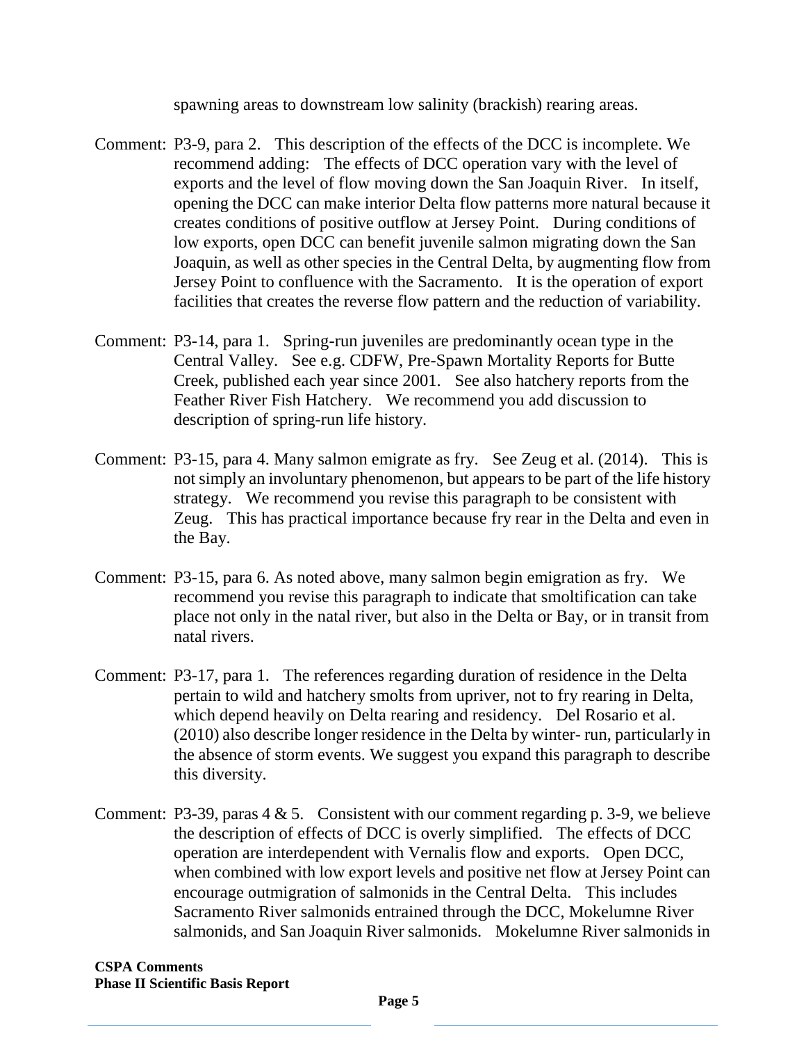spawning areas to downstream low salinity (brackish) rearing areas.

Comment: P3-9, para 2. This description of the effects of the DCC is incomplete. We recommend adding: The effects of DCC operation vary with the level of exports and the level of flow moving down the San Joaquin River. In itself, opening the DCC can make interior Delta flow patterns more natural because it creates conditions of positive outflow at Jersey Point. During conditions of low exports, open DCC can benefit juvenile salmon migrating down the San Joaquin, as well as other species in the Central Delta, by augmenting flow from Jersey Point to confluence with the Sacramento. It is the operation of export facilities that creates the reverse flow pattern and the reduction of variability.

Comment: P3-14, para 1. Spring-run juveniles are predominantly ocean type in the Central Valley. See e.g. CDFW, Pre-Spawn Mortality Reports for Butte Creek, published each year since 2001. See also hatchery reports from the Feather River Fish Hatchery. We recommend you add discussion to description of spring-run life history.

Comment: P3-15, para 4. Many salmon emigrate as fry. See Zeug et al. (2014). This is not simply an involuntary phenomenon, but appears to be part of the life history strategy. We recommend you revise this paragraph to be consistent with Zeug. This has practical importance because fry rear in the Delta and even in the Bay.

Comment: P3-15, para 6. As noted above, many salmon begin emigration as fry. We recommend you revise this paragraph to indicate that smoltification can take place not only in the natal river, but also in the Delta or Bay, or in transit from natal rivers.

Comment: P3-17, para 1. The references regarding duration of residence in the Delta pertain to wild and hatchery smolts from upriver, not to fry rearing in Delta, which depend heavily on Delta rearing and residency. Del Rosario et al. (2010) also describe longer residence in the Delta by winter- run, particularly in the absence of storm events. We suggest you expand this paragraph to describe this diversity.

Comment: P3-39, paras 4 & 5. Consistent with our comment regarding p. 3-9, we believe the description of effects of DCC is overly simplified. The effects of DCC operation are interdependent with Vernalis flow and exports. Open DCC, when combined with low export levels and positive net flow at Jersey Point can encourage outmigration of salmonids in the Central Delta. This includes Sacramento River salmonids entrained through the DCC, Mokelumne River salmonids, and San Joaquin River salmonids. Mokelumne River salmonids in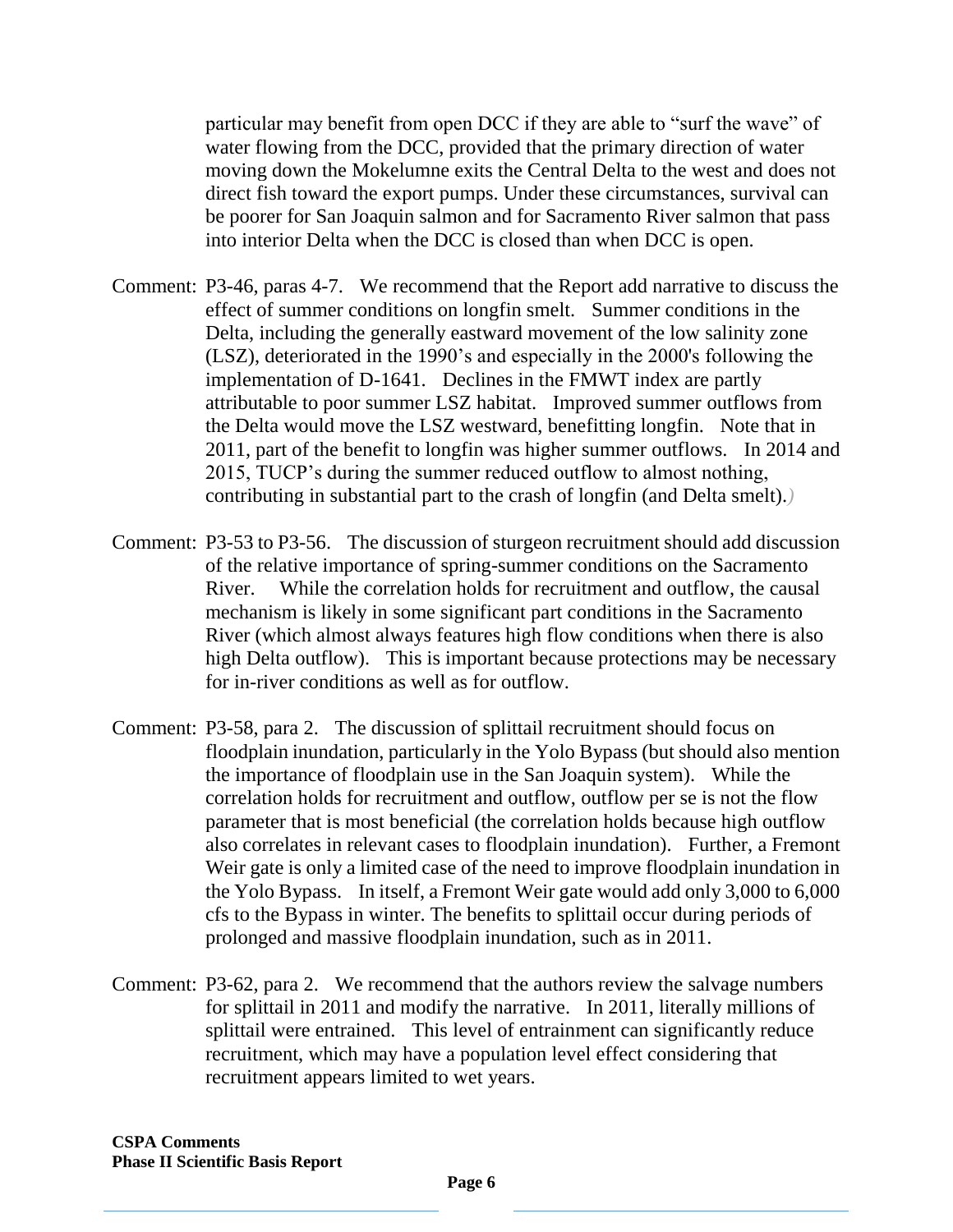particular may benefit from open DCC if they are able to "surf the wave" of water flowing from the DCC, provided that the primary direction of water moving down the Mokelumne exits the Central Delta to the west and does not direct fish toward the export pumps. Under these circumstances, survival can be poorer for San Joaquin salmon and for Sacramento River salmon that pass into interior Delta when the DCC is closed than when DCC is open.

Comment: P3-46, paras 4-7. We recommend that the Report add narrative to discuss the effect of summer conditions on longfin smelt. Summer conditions in the Delta, including the generally eastward movement of the low salinity zone (LSZ), deteriorated in the 1990's and especially in the 2000's following the implementation of D-1641. Declines in the FMWT index are partly attributable to poor summer LSZ habitat. Improved summer outflows from the Delta would move the LSZ westward, benefitting longfin. Note that in 2011, part of the benefit to longfin was higher summer outflows. In 2014 and 2015, TUCP's during the summer reduced outflow to almost nothing, contributing in substantial part to the crash of longfin (and Delta smelt).)

Comment: P3-53 to P3-56. The discussion of sturgeon recruitment should add discussion of the relative importance of spring-summer conditions on the Sacramento River. While the correlation holds for recruitment and outflow, the causal mechanism is likely in some significant part conditions in the Sacramento River (which almost always features high flow conditions when there is also high Delta outflow). This is important because protections may be necessary for in-river conditions as well as for outflow.

Comment: P3-58, para 2. The discussion of splittail recruitment should focus on floodplain inundation, particularly in the Yolo Bypass (but should also mention the importance of floodplain use in the San Joaquin system). While the correlation holds for recruitment and outflow, outflow per se is not the flow parameter that is most beneficial (the correlation holds because high outflow also correlates in relevant cases to floodplain inundation). Further, a Fremont Weir gate is only a limited case of the need to improve floodplain inundation in the Yolo Bypass. In itself, a Fremont Weir gate would add only 3,000 to 6,000 cfs to the Bypass in winter. The benefits to splittail occur during periods of prolonged and massive floodplain inundation, such as in 2011.

Comment: P3-62, para 2. We recommend that the authors review the salvage numbers for splittail in 2011 and modify the narrative. In 2011, literally millions of splittail were entrained. This level of entrainment can significantly reduce recruitment, which may have a population level effect considering that recruitment appears limited to wet years.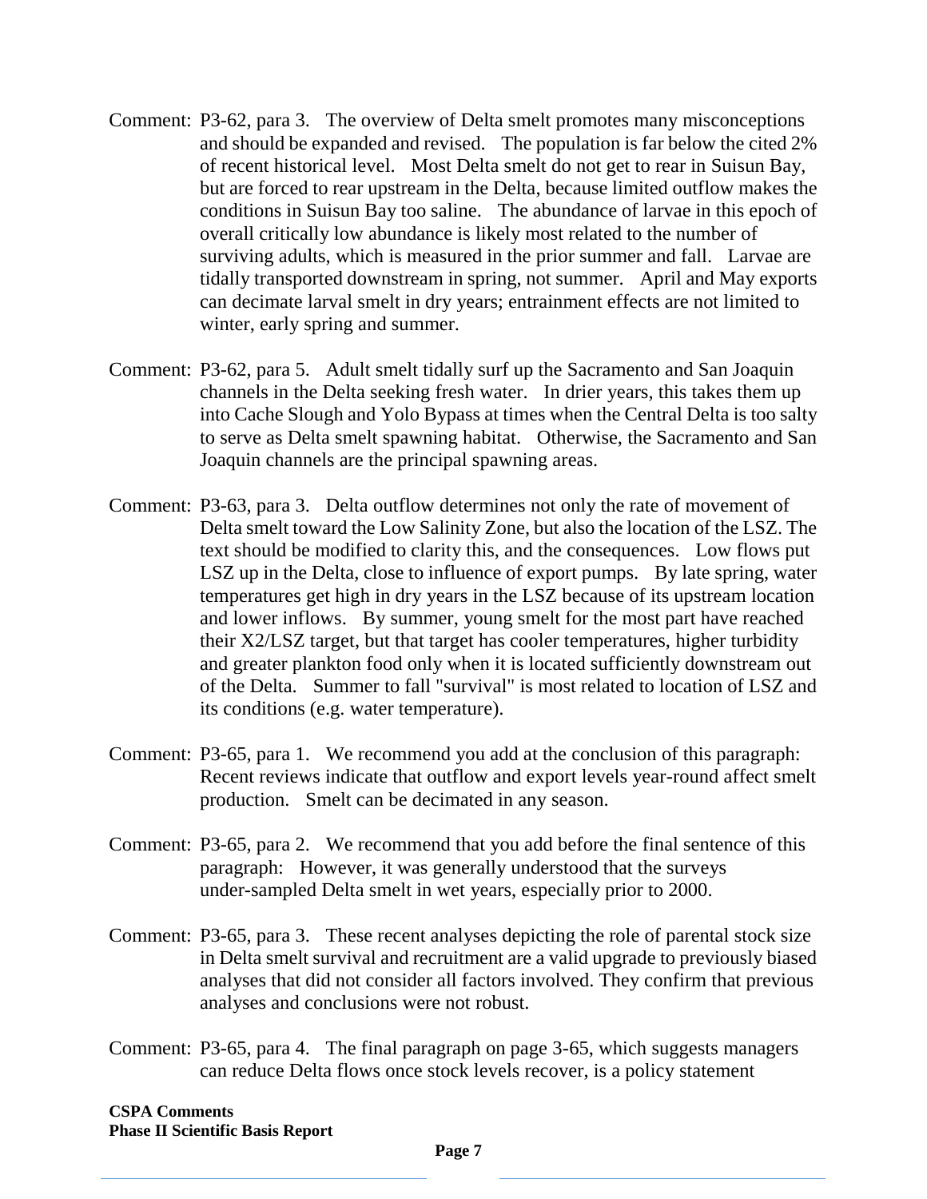Comment: P3-62, para 3. The overview of Delta smelt promotes many misconceptions and should be expanded and revised. The population is far below the cited 2% of recent historical level. Most Delta smelt do not get to rear in Suisun Bay, but are forced to rear upstream in the Delta, because limited outflow makes the conditions in Suisun Bay too saline. The abundance of larvae in this epoch of overall critically low abundance is likely most related to the number of surviving adults, which is measured in the prior summer and fall. Larvae are tidally transported downstream in spring, not summer. April and May exports can decimate larval smelt in dry years; entrainment effects are not limited to winter, early spring and summer.

Comment: P3-62, para 5. Adult smelt tidally surf up the Sacramento and San Joaquin channels in the Delta seeking fresh water. In drier years, this takes them up into Cache Slough and Yolo Bypass at times when the Central Delta is too salty to serve as Delta smelt spawning habitat. Otherwise, the Sacramento and San Joaquin channels are the principal spawning areas.

Comment: P3-63, para 3. Delta outflow determines not only the rate of movement of Delta smelt toward the Low Salinity Zone, but also the location of the LSZ. The text should be modified to clarity this, and the consequences. Low flows put LSZ up in the Delta, close to influence of export pumps. By late spring, water temperatures get high in dry years in the LSZ because of its upstream location and lower inflows. By summer, young smelt for the most part have reached their X2/LSZ target, but that target has cooler temperatures, higher turbidity and greater plankton food only when it is located sufficiently downstream out of the Delta. Summer to fall "survival" is most related to location of LSZ and its conditions (e.g. water temperature).

Comment: P3-65, para 1. We recommend you add at the conclusion of this paragraph: Recent reviews indicate that outflow and export levels year-round affect smelt production. Smelt can be decimated in any season.

Comment: P3-65, para 2. We recommend that you add before the final sentence of this paragraph: However, it was generally understood that the surveys under-sampled Delta smelt in wet years, especially prior to 2000.

Comment: P3-65, para 3. These recent analyses depicting the role of parental stock size in Delta smelt survival and recruitment are a valid upgrade to previously biased analyses that did not consider all factors involved. They confirm that previous analyses and conclusions were not robust.

Comment: P3-65, para 4. The final paragraph on page 3-65, which suggests managers can reduce Delta flows once stock levels recover, is a policy statement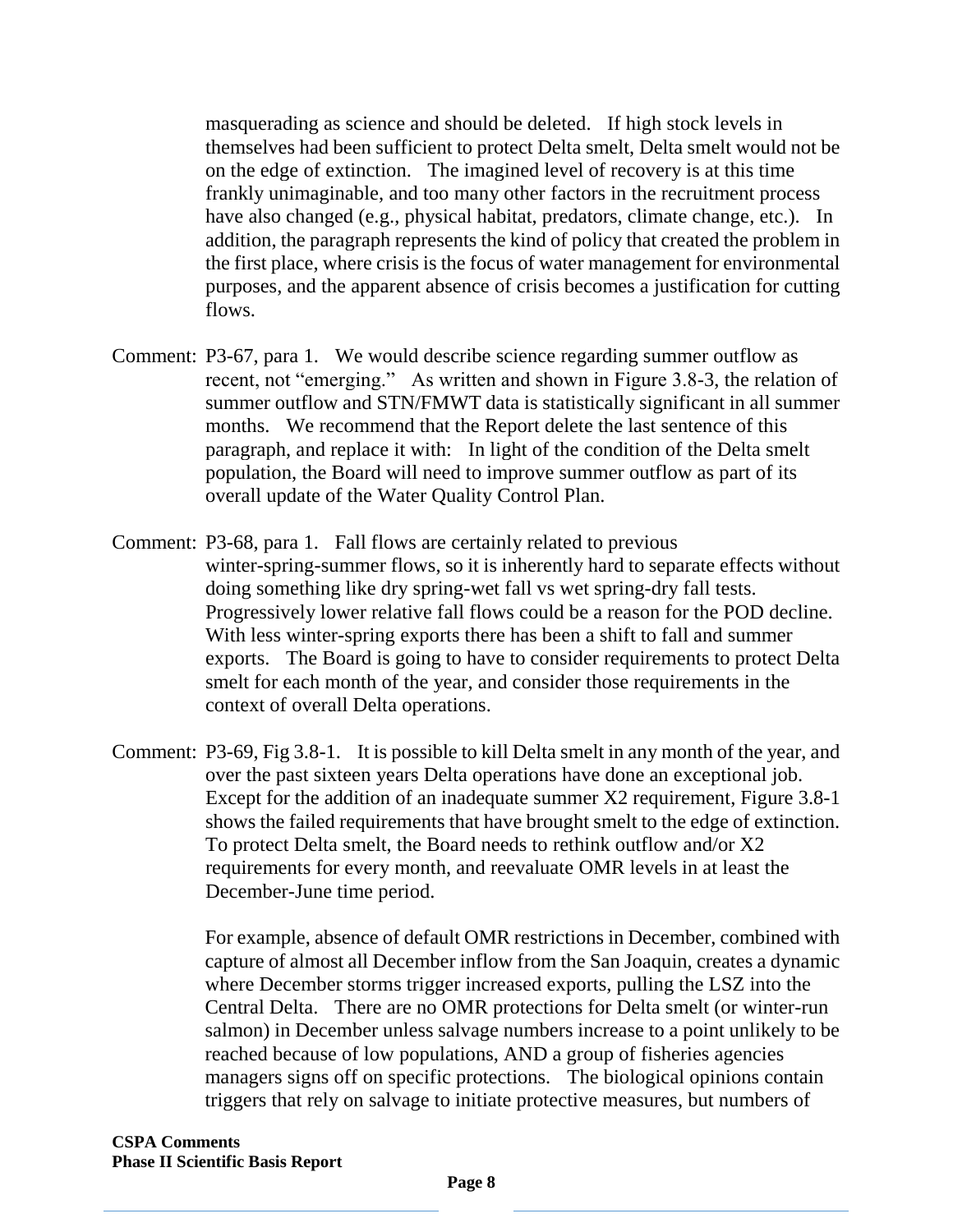masquerading as science and should be deleted. If high stock levels in themselves had been sufficient to protect Delta smelt, Delta smelt would not be on the edge of extinction. The imagined level of recovery is at this time frankly unimaginable, and too many other factors in the recruitment process have also changed (e.g., physical habitat, predators, climate change, etc.). In addition, the paragraph represents the kind of policy that created the problem in the first place, where crisis is the focus of water management for environmental purposes, and the apparent absence of crisis becomes a justification for cutting flows.

Comment: P3-67, para 1. We would describe science regarding summer outflow as recent, not "emerging." As written and shown in Figure 3.8-3, the relation of summer outflow and STN/FMWT data is statistically significant in all summer months. We recommend that the Report delete the last sentence of this paragraph, and replace it with: In light of the condition of the Delta smelt population, the Board will need to improve summer outflow as part of its overall update of the Water Quality Control Plan.

Comment: P3-68, para 1. Fall flows are certainly related to previous winter-spring-summer flows, so it is inherently hard to separate effects without doing something like dry spring-wet fall vs wet spring-dry fall tests. Progressively lower relative fall flows could be a reason for the POD decline. With less winter-spring exports there has been a shift to fall and summer exports. The Board is going to have to consider requirements to protect Delta smelt for each month of the year, and consider those requirements in the context of overall Delta operations.

Comment: P3-69, Fig 3.8-1. It is possible to kill Delta smelt in any month of the year, and over the past sixteen years Delta operations have done an exceptional job. Except for the addition of an inadequate summer X2 requirement, Figure 3.8-1 shows the failed requirements that have brought smelt to the edge of extinction. To protect Delta smelt, the Board needs to rethink outflow and/or X2 requirements for every month, and reevaluate OMR levels in at least the December-June time period.

For example, absence of default OMR restrictions in December, combined with capture of almost all December inflow from the San Joaquin, creates a dynamic where December storms trigger increased exports, pulling the LSZ into the Central Delta. There are no OMR protections for Delta smelt (or winter-run salmon) in December unless salvage numbers increase to a point unlikely to be reached because of low populations, AND a group of fisheries agencies managers signs off on specific protections. The biological opinions contain triggers that rely on salvage to initiate protective measures, but numbers of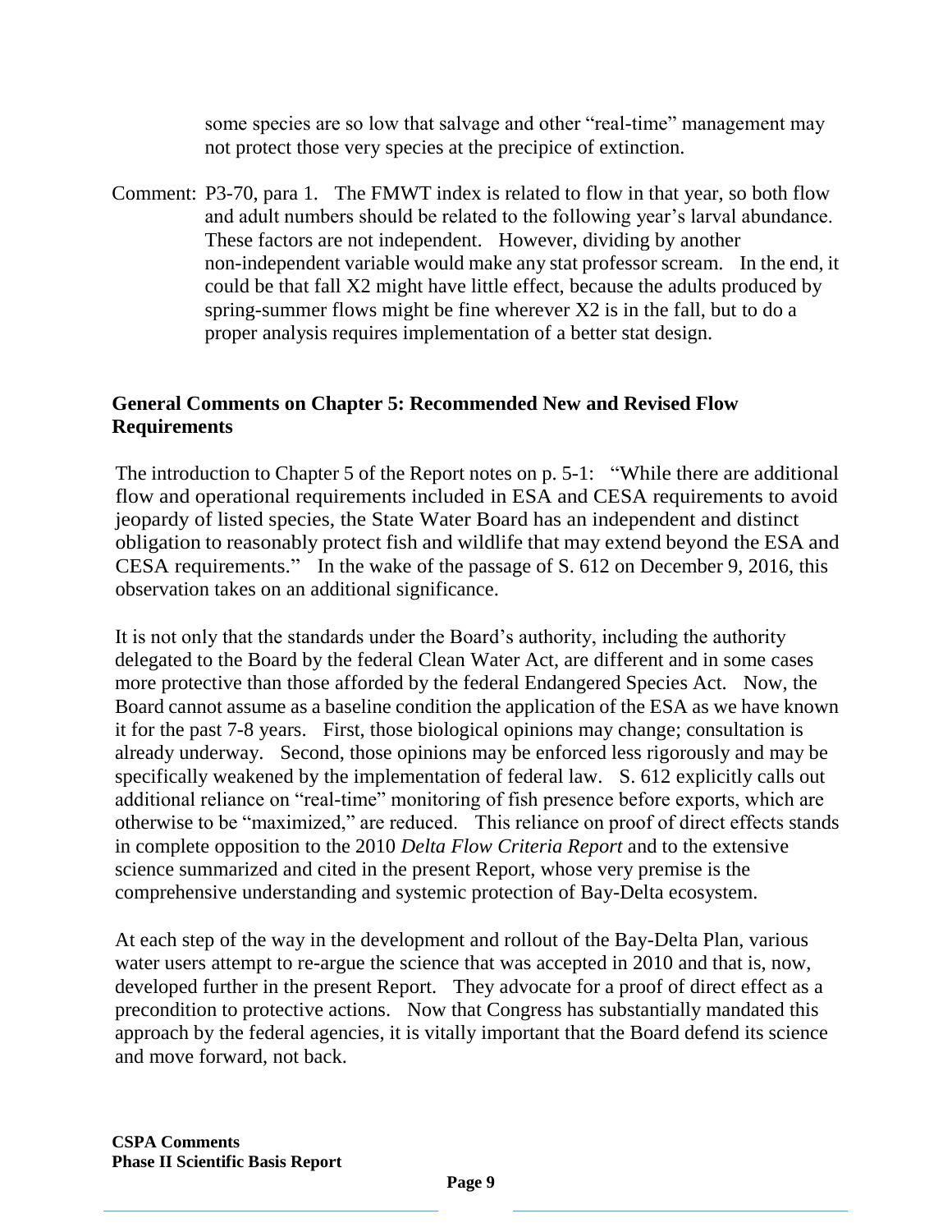some species are so low that salvage and other "real-time" management may not protect those very species at the precipice of extinction.

Comment: P3-70, para 1. The FMWT index is related to flow in that year, so both flow and adult numbers should be related to the following year's larval abundance. These factors are not independent. However, dividing by another non-independent variable would make any stat professor scream. In the end, it could be that fall X2 might have little effect, because the adults produced by spring-summer flows might be fine wherever X2 is in the fall, but to do a proper analysis requires implementation of a better stat design.

## General Comments on Chapter 5: Recommended New and Revised Flow Requirements

The introduction to Chapter 5 of the Report notes on p. 5-1: "While there are additional flow and operational requirements included in ESA and CESA requirements to avoid jeopardy of listed species, the State Water Board has an independent and distinct obligation to reasonably protect fish and wildlife that may extend beyond the ESA and CESA requirements." In the wake of the passage of S. 612 on December 9, 2016, this observation takes on an additional significance.

It is not only that the standards under the Board's authority, including the authority delegated to the Board by the federal Clean Water Act, are different and in some cases more protective than those afforded by the federal Endangered Species Act. Now, the Board cannot assume as a baseline condition the application of the ESA as we have known it for the past 7-8 years. First, those biological opinions may change; consultation is already underway. Second, those opinions may be enforced less rigorously and may be specifically weakened by the implementation of federal law. S. 612 explicitly calls out additional reliance on "real-time" monitoring of fish presence before exports, which are otherwise to be "maximized," are reduced. This reliance on proof of direct effects stands in complete opposition to the 2010 *Delta Flow Criteria Report* and to the extensive science summarized and cited in the present Report, whose very premise is the comprehensive understanding and systemic protection of Bay-Delta ecosystem.

At each step of the way in the development and rollout of the Bay-Delta Plan, various water users attempt to re-argue the science that was accepted in 2010 and that is, now, developed further in the present Report. They advocate for a proof of direct effect as a precondition to protective actions. Now that Congress has substantially mandated this approach by the federal agencies, it is vitally important that the Board defend its science and move forward, not back.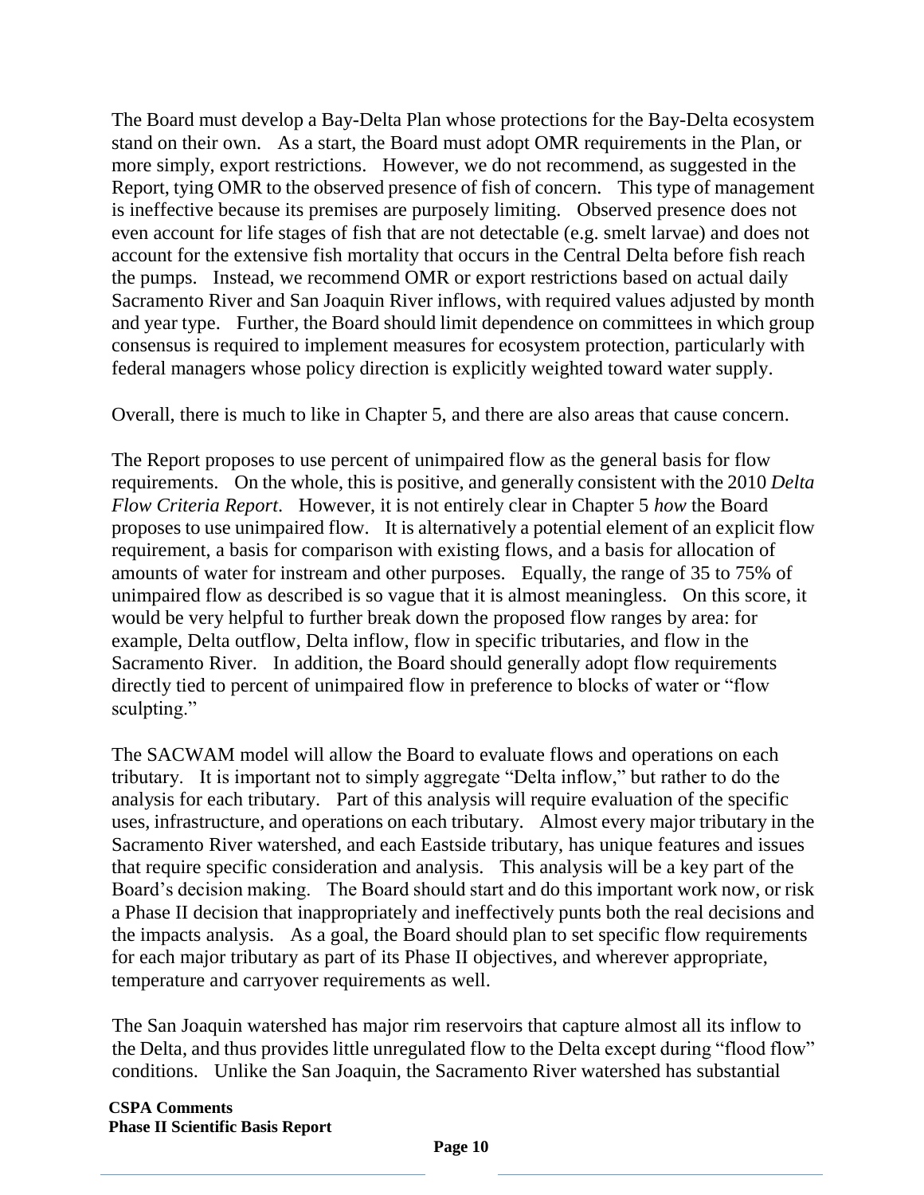The Board must develop a Bay-Delta Plan whose protections for the Bay-Delta ecosystem stand on their own. As a start, the Board must adopt OMR requirements in the Plan, or more simply, export restrictions. However, we do not recommend, as suggested in the Report, tying OMR to the observed presence of fish of concern. This type of management is ineffective because its premises are purposely limiting. Observed presence does not even account for life stages of fish that are not detectable (e.g. smelt larvae) and does not account for the extensive fish mortality that occurs in the Central Delta before fish reach the pumps. Instead, we recommend OMR or export restrictions based on actual daily Sacramento River and San Joaquin River inflows, with required values adjusted by month and year type. Further, the Board should limit dependence on committees in which group consensus is required to implement measures for ecosystem protection, particularly with federal managers whose policy direction is explicitly weighted toward water supply.

Overall, there is much to like in Chapter 5, and there are also areas that cause concern.

The Report proposes to use percent of unimpaired flow as the general basis for flow requirements. On the whole, this is positive, and generally consistent with the 2010 *Delta Flow Criteria Report*. However, it is not entirely clear in Chapter 5 *how* the Board proposes to use unimpaired flow. It is alternatively a potential element of an explicit flow requirement, a basis for comparison with existing flows, and a basis for allocation of amounts of water for instream and other purposes. Equally, the range of 35 to 75% of unimpaired flow as described is so vague that it is almost meaningless. On this score, it would be very helpful to further break down the proposed flow ranges by area: for example, Delta outflow, Delta inflow, flow in specific tributaries, and flow in the Sacramento River. In addition, the Board should generally adopt flow requirements directly tied to percent of unimpaired flow in preference to blocks of water or "flow sculpting."

The SACWAM model will allow the Board to evaluate flows and operations on each tributary. It is important not to simply aggregate "Delta inflow," but rather to do the analysis for each tributary. Part of this analysis will require evaluation of the specific uses, infrastructure, and operations on each tributary. Almost every major tributary in the Sacramento River watershed, and each Eastside tributary, has unique features and issues that require specific consideration and analysis. This analysis will be a key part of the Board's decision making. The Board should start and do this important work now, or risk a Phase II decision that inappropriately and ineffectively punts both the real decisions and the impacts analysis. As a goal, the Board should plan to set specific flow requirements for each major tributary as part of its Phase II objectives, and wherever appropriate, temperature and carryover requirements as well.

The San Joaquin watershed has major rim reservoirs that capture almost all its inflow to the Delta, and thus provides little unregulated flow to the Delta except during "flood flow" conditions. Unlike the San Joaquin, the Sacramento River watershed has substantial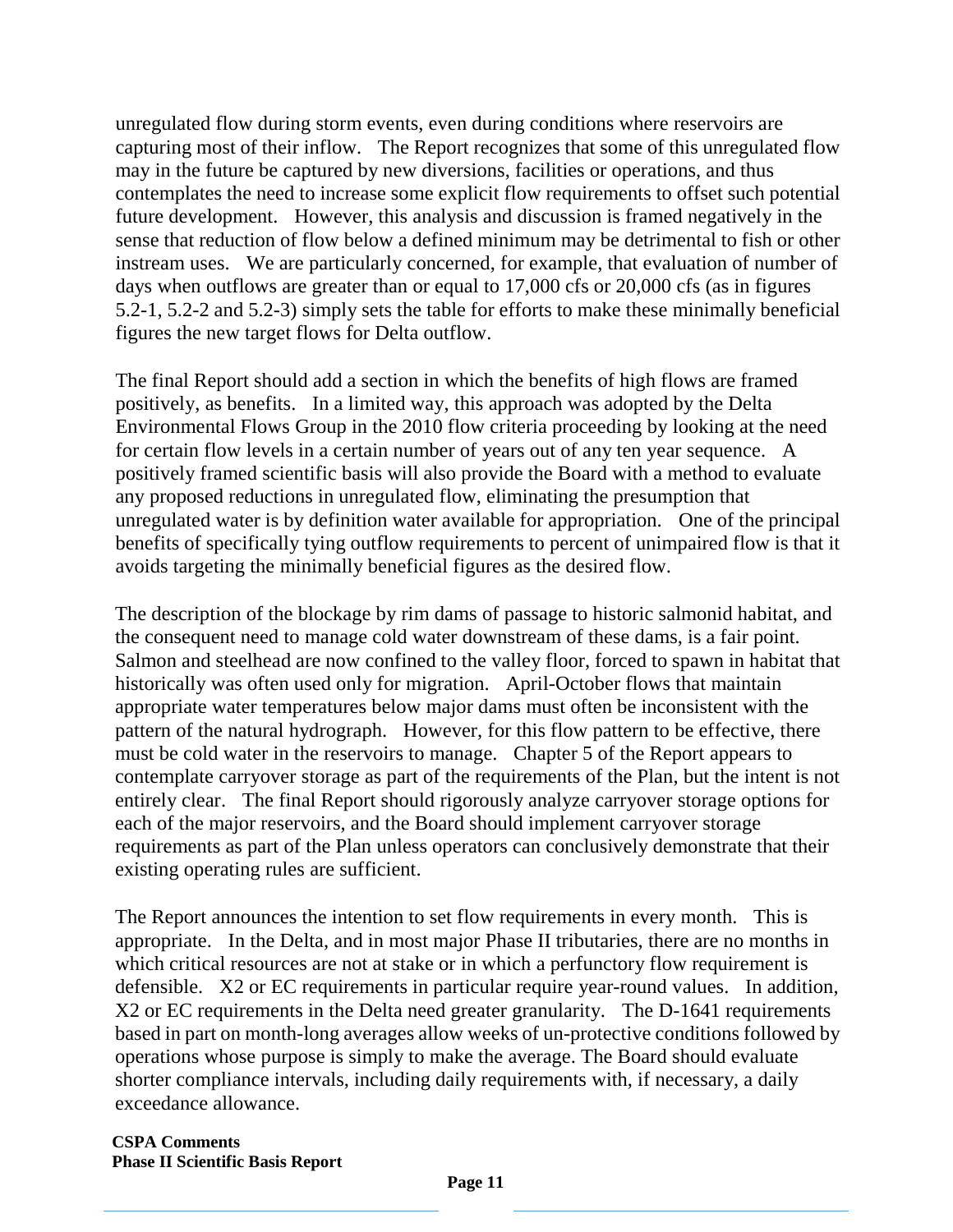unregulated flow during storm events, even during conditions where reservoirs are capturing most of their inflow. The Report recognizes that some of this unregulated flow may in the future be captured by new diversions, facilities or operations, and thus contemplates the need to increase some explicit flow requirements to offset such potential future development. However, this analysis and discussion is framed negatively in the sense that reduction of flow below a defined minimum may be detrimental to fish or other instream uses. We are particularly concerned, for example, that evaluation of number of days when outflows are greater than or equal to 17,000 cfs or 20,000 cfs (as in figures 5.2-1, 5.2-2 and 5.2-3) simply sets the table for efforts to make these minimally beneficial figures the new target flows for Delta outflow.

The final Report should add a section in which the benefits of high flows are framed positively, as benefits. In a limited way, this approach was adopted by the Delta Environmental Flows Group in the 2010 flow criteria proceeding by looking at the need for certain flow levels in a certain number of years out of any ten year sequence. A positively framed scientific basis will also provide the Board with a method to evaluate any proposed reductions in unregulated flow, eliminating the presumption that unregulated water is by definition water available for appropriation. One of the principal benefits of specifically tying outflow requirements to percent of unimpaired flow is that it avoids targeting the minimally beneficial figures as the desired flow.

The description of the blockage by rim dams of passage to historic salmonid habitat, and the consequent need to manage cold water downstream of these dams, is a fair point. Salmon and steelhead are now confined to the valley floor, forced to spawn in habitat that historically was often used only for migration. April-October flows that maintain appropriate water temperatures below major dams must often be inconsistent with the pattern of the natural hydrograph. However, for this flow pattern to be effective, there must be cold water in the reservoirs to manage. Chapter 5 of the Report appears to contemplate carryover storage as part of the requirements of the Plan, but the intent is not entirely clear. The final Report should rigorously analyze carryover storage options for each of the major reservoirs, and the Board should implement carryover storage requirements as part of the Plan unless operators can conclusively demonstrate that their existing operating rules are sufficient.

The Report announces the intention to set flow requirements in every month. This is appropriate. In the Delta, and in most major Phase II tributaries, there are no months in which critical resources are not at stake or in which a perfunctory flow requirement is defensible. X2 or EC requirements in particular require year-round values. In addition, X2 or EC requirements in the Delta need greater granularity. The D-1641 requirements based in part on month-long averages allow weeks of un-protective conditions followed by operations whose purpose is simply to make the average. The Board should evaluate shorter compliance intervals, including daily requirements with, if necessary, a daily exceedance allowance.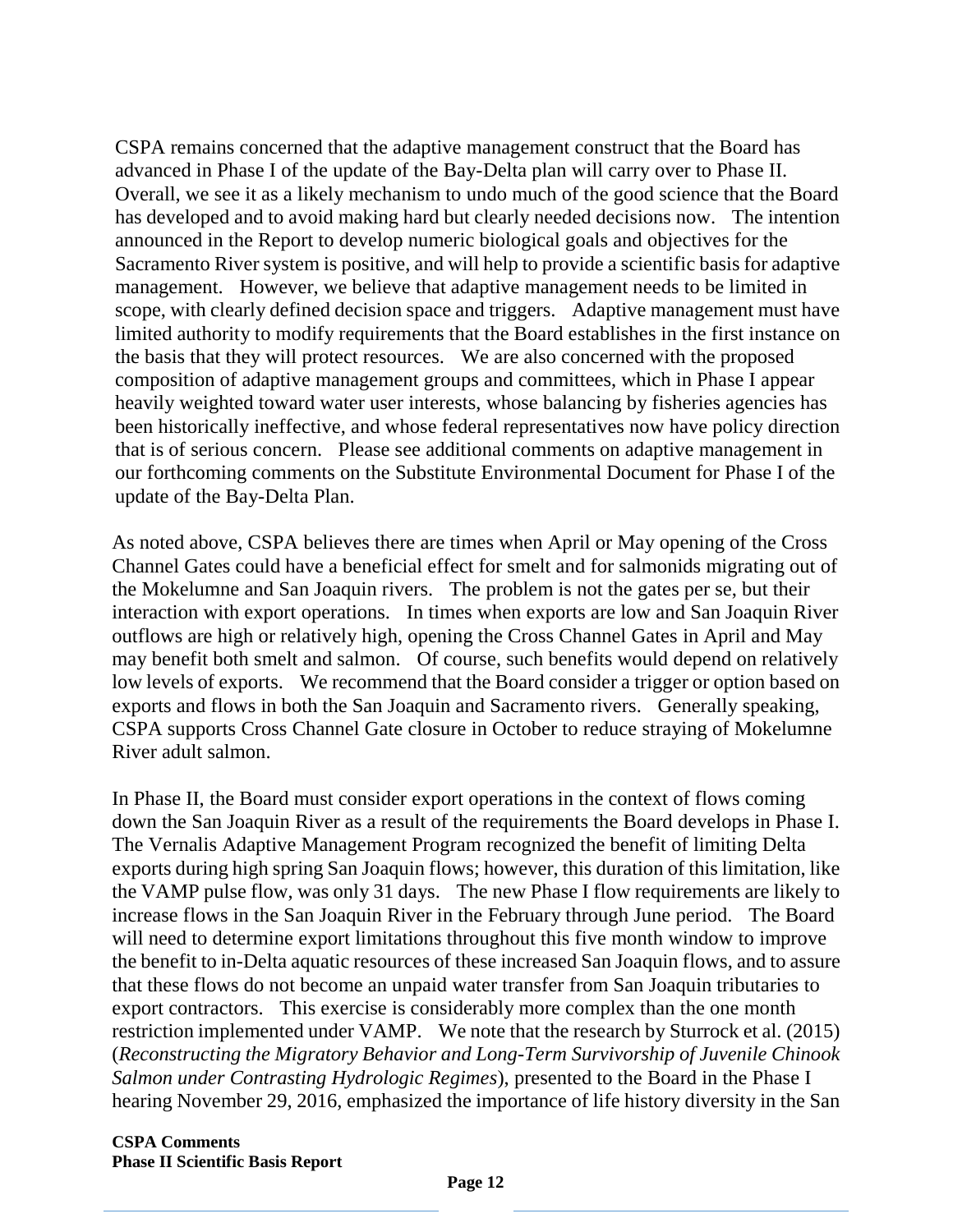CSPA remains concerned that the adaptive management construct that the Board has advanced in Phase I of the update of the Bay-Delta plan will carry over to Phase II. Overall, we see it as a likely mechanism to undo much of the good science that the Board has developed and to avoid making hard but clearly needed decisions now. The intention announced in the Report to develop numeric biological goals and objectives for the Sacramento River system is positive, and will help to provide a scientific basis for adaptive management. However, we believe that adaptive management needs to be limited in scope, with clearly defined decision space and triggers. Adaptive management must have limited authority to modify requirements that the Board establishes in the first instance on the basis that they will protect resources. We are also concerned with the proposed composition of adaptive management groups and committees, which in Phase I appear heavily weighted toward water user interests, whose balancing by fisheries agencies has been historically ineffective, and whose federal representatives now have policy direction that is of serious concern. Please see additional comments on adaptive management in our forthcoming comments on the Substitute Environmental Document for Phase I of the update of the Bay-Delta Plan.

As noted above, CSPA believes there are times when April or May opening of the Cross Channel Gates could have a beneficial effect for smelt and for salmonids migrating out of the Mokelumne and San Joaquin rivers. The problem is not the gates per se, but their interaction with export operations. In times when exports are low and San Joaquin River outflows are high or relatively high, opening the Cross Channel Gates in April and May may benefit both smelt and salmon. Of course, such benefits would depend on relatively low levels of exports. We recommend that the Board consider a trigger or option based on exports and flows in both the San Joaquin and Sacramento rivers. Generally speaking, CSPA supports Cross Channel Gate closure in October to reduce straying of Mokelumne River adult salmon.

In Phase II, the Board must consider export operations in the context of flows coming down the San Joaquin River as a result of the requirements the Board develops in Phase I. The Vernalis Adaptive Management Program recognized the benefit of limiting Delta exports during high spring San Joaquin flows; however, this duration of this limitation, like the VAMP pulse flow, was only 31 days. The new Phase I flow requirements are likely to increase flows in the San Joaquin River in the February through June period. The Board will need to determine export limitations throughout this five month window to improve the benefit to in-Delta aquatic resources of these increased San Joaquin flows, and to assure that these flows do not become an unpaid water transfer from San Joaquin tributaries to export contractors. This exercise is considerably more complex than the one month restriction implemented under VAMP. We note that the research by Sturrock et al. (2015) (*Reconstructing the Migratory Behavior and Long-Term Survivorship of Juvenile Chinook Salmon under Contrasting Hydrologic Regimes*), presented to the Board in the Phase I hearing November 29, 2016, emphasized the importance of life history diversity in the San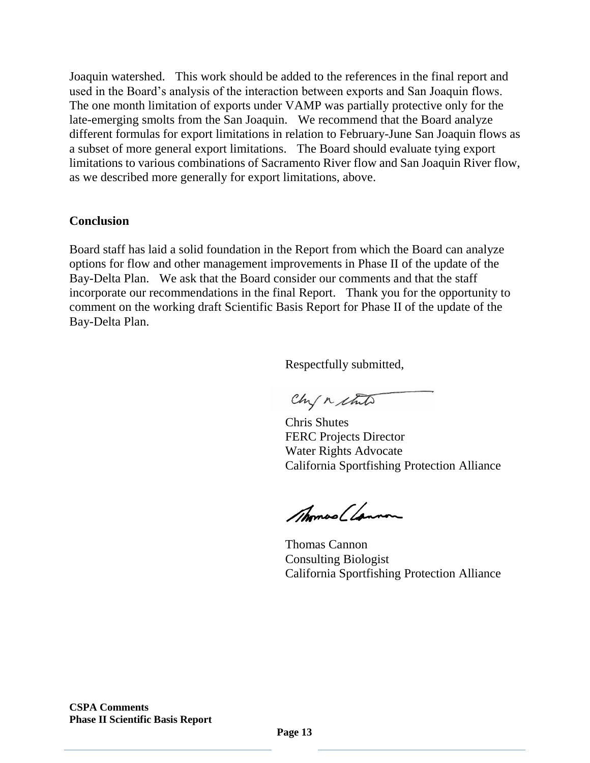Joaquin watershed. This work should be added to the references in the final report and used in the Board's analysis of the interaction between exports and San Joaquin flows. The one month limitation of exports under VAMP was partially protective only for the late-emerging smolts from the San Joaquin. We recommend that the Board analyze different formulas for export limitations in relation to February-June San Joaquin flows as a subset of more general export limitations. The Board should evaluate tying export limitations to various combinations of Sacramento River flow and San Joaquin River flow, as we described more generally for export limitations, above.

## Conclusion

Board staff has laid a solid foundation in the Report from which the Board can analyze options for flow and other management improvements in Phase II of the update of the Bay-Delta Plan. We ask that the Board consider our comments and that the staff incorporate our recommendations in the final Report. Thank you for the opportunity to comment on the working draft Scientific Basis Report for Phase II of the update of the Bay-Delta Plan.

Respectfully submitted,

Chris Shutes
FERC Projects Director
Water Rights Advocate
California Sportfishing Protection Alliance

Thomas Cannon
Consulting Biologist
California Sportfishing Protection Alliance